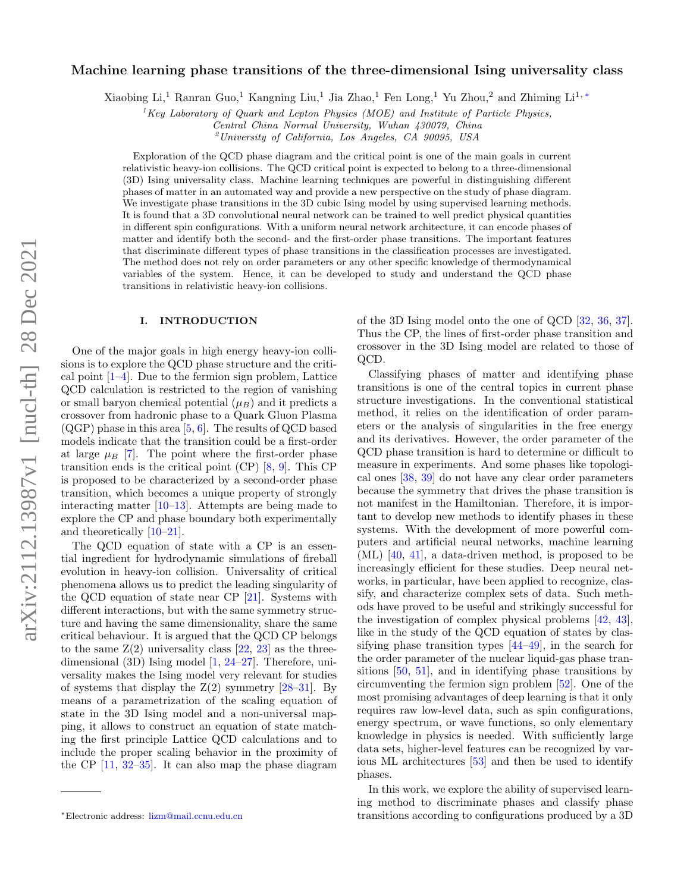# Machine learning phase transitions of the three-dimensional Ising universality class

Xiaobing Li,[1] Ranran Guo,[1] Kangning Liu,[1] Jia Zhao,[1] Fen Long,[1] Yu Zhou,[2] and Zhiming Li[1,*]

[1] *Key Laboratory of Quark and Lepton Physics (MOE) and Institute of Particle Physics, Central China Normal University, Wuhan 430079, China*

[2] *University of California, Los Angeles, CA 90095, USA*

Exploration of the QCD phase diagram and the critical point is one of the main goals in current relativistic heavy-ion collisions. The QCD critical point is expected to belong to a three-dimensional (3D) Ising universality class. Machine learning techniques are powerful in distinguishing different phases of matter in an automated way and provide a new perspective on the study of phase diagram. We investigate phase transitions in the 3D cubic Ising model by using supervised learning methods. It is found that a 3D convolutional neural network can be trained to well predict physical quantities in different spin configurations. With a uniform neural network architecture, it can encode phases of matter and identify both the second- and the first-order phase transitions. The important features that discriminate different types of phase transitions in the classification processes are investigated. The method does not rely on order parameters or any other specific knowledge of thermodynamical variables of the system. Hence, it can be developed to study and understand the QCD phase transitions in relativistic heavy-ion collisions.

## I. INTRODUCTION

One of the major goals in high energy heavy-ion collisions is to explore the QCD phase structure and the critical point [1–4]. Due to the fermion sign problem, Lattice QCD calculation is restricted to the region of vanishing or small baryon chemical potential ($\mu_B$) and it predicts a crossover from hadronic phase to a Quark Gluon Plasma (QGP) phase in this area [5, 6]. The results of QCD based models indicate that the transition could be a first-order at large $\mu_B$ [7]. The point where the first-order phase transition ends is the critical point (CP) [8, 9]. This CP is proposed to be characterized by a second-order phase transition, which becomes a unique property of strongly interacting matter [10–13]. Attempts are being made to explore the CP and phase boundary both experimentally and theoretically [10–21].

The QCD equation of state with a CP is an essential ingredient for hydrodynamic simulations of fireball evolution in heavy-ion collision. Universality of critical phenomena allows us to predict the leading singularity of the QCD equation of state near CP [21]. Systems with different interactions, but with the same symmetry structure and having the same dimensionality, share the same critical behaviour. It is argued that the QCD CP belongs to the same Z(2) universality class [22, 23] as the three-dimensional (3D) Ising model [1, 24–27]. Therefore, universality makes the Ising model very relevant for studies of systems that display the Z(2) symmetry [28–31]. By means of a parametrization of the scaling equation of state in the 3D Ising model and a non-universal mapping, it allows to construct an equation of state matching the first principle Lattice QCD calculations and to include the proper scaling behavior in the proximity of the CP [11, 32–35]. It can also map the phase diagram of the 3D Ising model onto the one of QCD [32, 36, 37]. Thus the CP, the lines of first-order phase transition and crossover in the 3D Ising model are related to those of QCD.

Classifying phases of matter and identifying phase transitions is one of the central topics in current phase structure investigations. In the conventional statistical method, it relies on the identification of order parameters or the analysis of singularities in the free energy and its derivatives. However, the order parameter of the QCD phase transition is hard to determine or difficult to measure in experiments. And some phases like topological ones [38, 39] do not have any clear order parameters because the symmetry that drives the phase transition is not manifest in the Hamiltonian. Therefore, it is important to develop new methods to identify phases in these systems. With the development of more powerful computers and artificial neural networks, machine learning (ML) [40, 41], a data-driven method, is proposed to be increasingly efficient for these studies. Deep neural networks, in particular, have been applied to recognize, classify, and characterize complex sets of data. Such methods have proved to be useful and strikingly successful for the investigation of complex physical problems [42, 43], like in the study of the QCD equation of states by classifying phase transition types [44–49], in the search for the order parameter of the nuclear liquid-gas phase transitions [50, 51], and in identifying phase transitions by circumventing the fermion sign problem [52]. One of the most promising advantages of deep learning is that it only requires raw low-level data, such as spin configurations, energy spectrum, or wave functions, so only elementary knowledge in physics is needed. With sufficiently large data sets, higher-level features can be recognized by various ML architectures [53] and then be used to identify phases.

In this work, we explore the ability of supervised learning method to discriminate phases and classify phase transitions according to configurations produced by a 3D

*Electronic address: lizm@mail.ccnu.edu.cn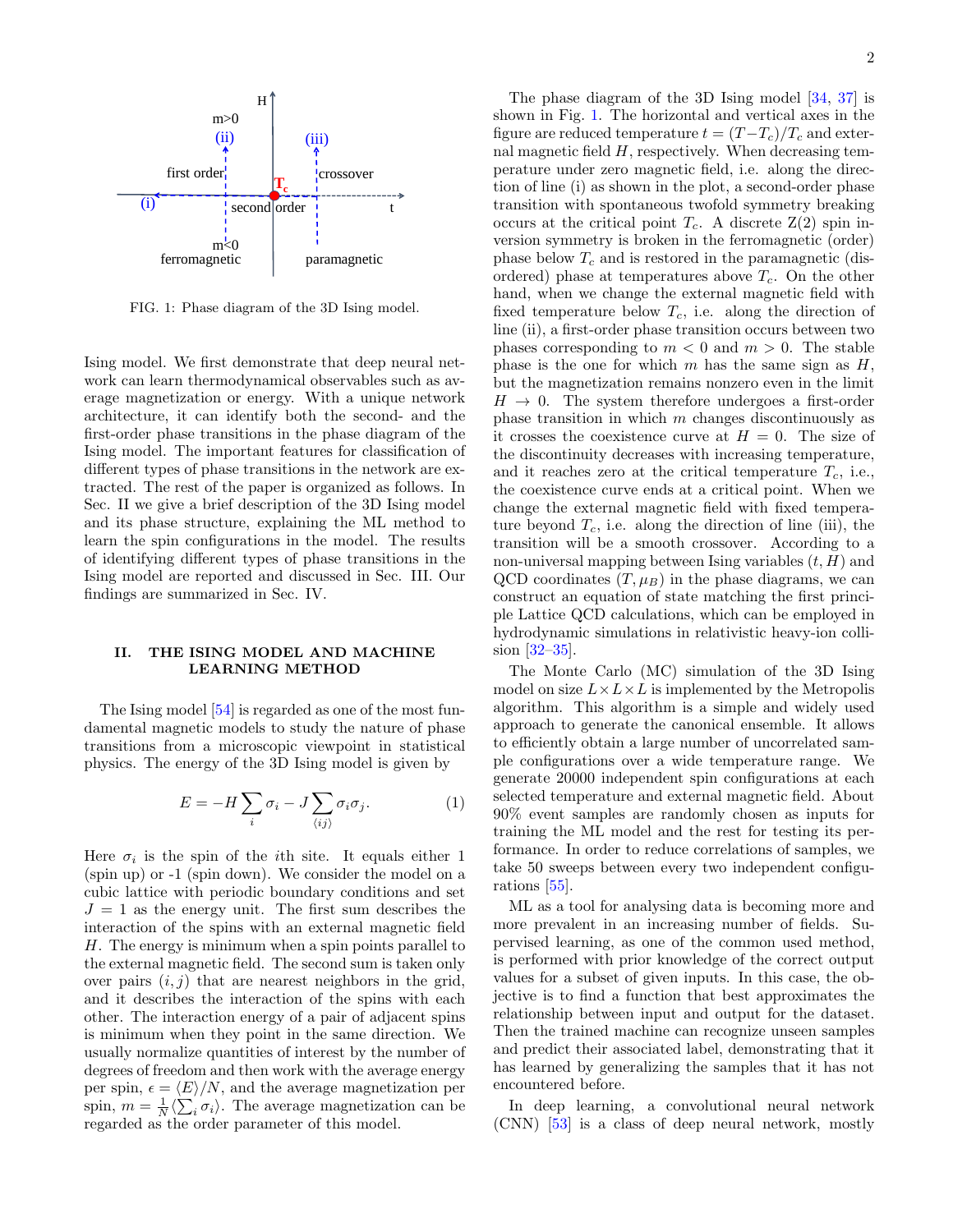FIG. 1: Phase diagram of the 3D Ising model.

Ising model. We first demonstrate that deep neural network can learn thermodynamical observables such as average magnetization or energy. With a unique network architecture, it can identify both the second- and the first-order phase transitions in the phase diagram of the Ising model. The important features for classification of different types of phase transitions in the network are extracted. The rest of the paper is organized as follows. In Sec. II we give a brief description of the 3D Ising model and its phase structure, explaining the ML method to learn the spin configurations in the model. The results of identifying different types of phase transitions in the Ising model are reported and discussed in Sec. III. Our findings are summarized in Sec. IV.

## II. THE ISING MODEL AND MACHINE LEARNING METHOD

The Ising model [54] is regarded as one of the most fundamental magnetic models to study the nature of phase transitions from a microscopic viewpoint in statistical physics. The energy of the 3D Ising model is given by

$$E = -H \sum_{i} \sigma_i - J \sum_{\langle ij \rangle} \sigma_i \sigma_j. \tag{1}$$

Here $\sigma_i$ is the spin of the $i$th site. It equals either 1 (spin up) or -1 (spin down). We consider the model on a cubic lattice with periodic boundary conditions and set $J = 1$ as the energy unit. The first sum describes the interaction of the spins with an external magnetic field $H$. The energy is minimum when a spin points parallel to the external magnetic field. The second sum is taken only over pairs $(i, j)$ that are nearest neighbors in the grid, and it describes the interaction of the spins with each other. The interaction energy of a pair of adjacent spins is minimum when they point in the same direction. We usually normalize quantities of interest by the number of degrees of freedom and then work with the average energy per spin, $\epsilon = \langle E \rangle / N$, and the average magnetization per spin, $m = \frac{1}{N} \langle \sum_i \sigma_i \rangle$. The average magnetization can be regarded as the order parameter of this model.

The phase diagram of the 3D Ising model [34, 37] is shown in Fig. 1. The horizontal and vertical axes in the figure are reduced temperature $t = (T - T_c)/T_c$ and external magnetic field $H$, respectively. When decreasing temperature under zero magnetic field, i.e. along the direction of line (i) as shown in the plot, a second-order phase transition with spontaneous twofold symmetry breaking occurs at the critical point $T_c$. A discrete Z(2) spin inversion symmetry is broken in the ferromagnetic (order) phase below $T_c$ and is restored in the paramagnetic (disordered) phase at temperatures above $T_c$. On the other hand, when we change the external magnetic field with fixed temperature below $T_c$, i.e. along the direction of line (ii), a first-order phase transition occurs between two phases corresponding to $m < 0$ and $m > 0$. The stable phase is the one for which $m$ has the same sign as $H$, but the magnetization remains nonzero even in the limit $H \to 0$. The system therefore undergoes a first-order phase transition in which $m$ changes discontinuously as it crosses the coexistence curve at $H = 0$. The size of the discontinuity decreases with increasing temperature, and it reaches zero at the critical temperature $T_c$, i.e., the coexistence curve ends at a critical point. When we change the external magnetic field with fixed temperature beyond $T_c$, i.e. along the direction of line (iii), the transition will be a smooth crossover. According to a non-universal mapping between Ising variables $(t, H)$ and QCD coordinates $(T, \mu_B)$ in the phase diagrams, we can construct an equation of state matching the first principle Lattice QCD calculations, which can be employed in hydrodynamic simulations in relativistic heavy-ion collision [32–35].

The Monte Carlo (MC) simulation of the 3D Ising model on size $L \times L \times L$ is implemented by the Metropolis algorithm. This algorithm is a simple and widely used approach to generate the canonical ensemble. It allows to efficiently obtain a large number of uncorrelated sample configurations over a wide temperature range. We generate 20000 independent spin configurations at each selected temperature and external magnetic field. About 90% event samples are randomly chosen as inputs for training the ML model and the rest for testing its performance. In order to reduce correlations of samples, we take 50 sweeps between every two independent configurations [55].

ML as a tool for analysing data is becoming more and more prevalent in an increasing number of fields. Supervised learning, as one of the common used method, is performed with prior knowledge of the correct output values for a subset of given inputs. In this case, the objective is to find a function that best approximates the relationship between input and output for the dataset. Then the trained machine can recognize unseen samples and predict their associated label, demonstrating that it has learned by generalizing the samples that it has not encountered before.

In deep learning, a convolutional neural network (CNN) [53] is a class of deep neural network, mostly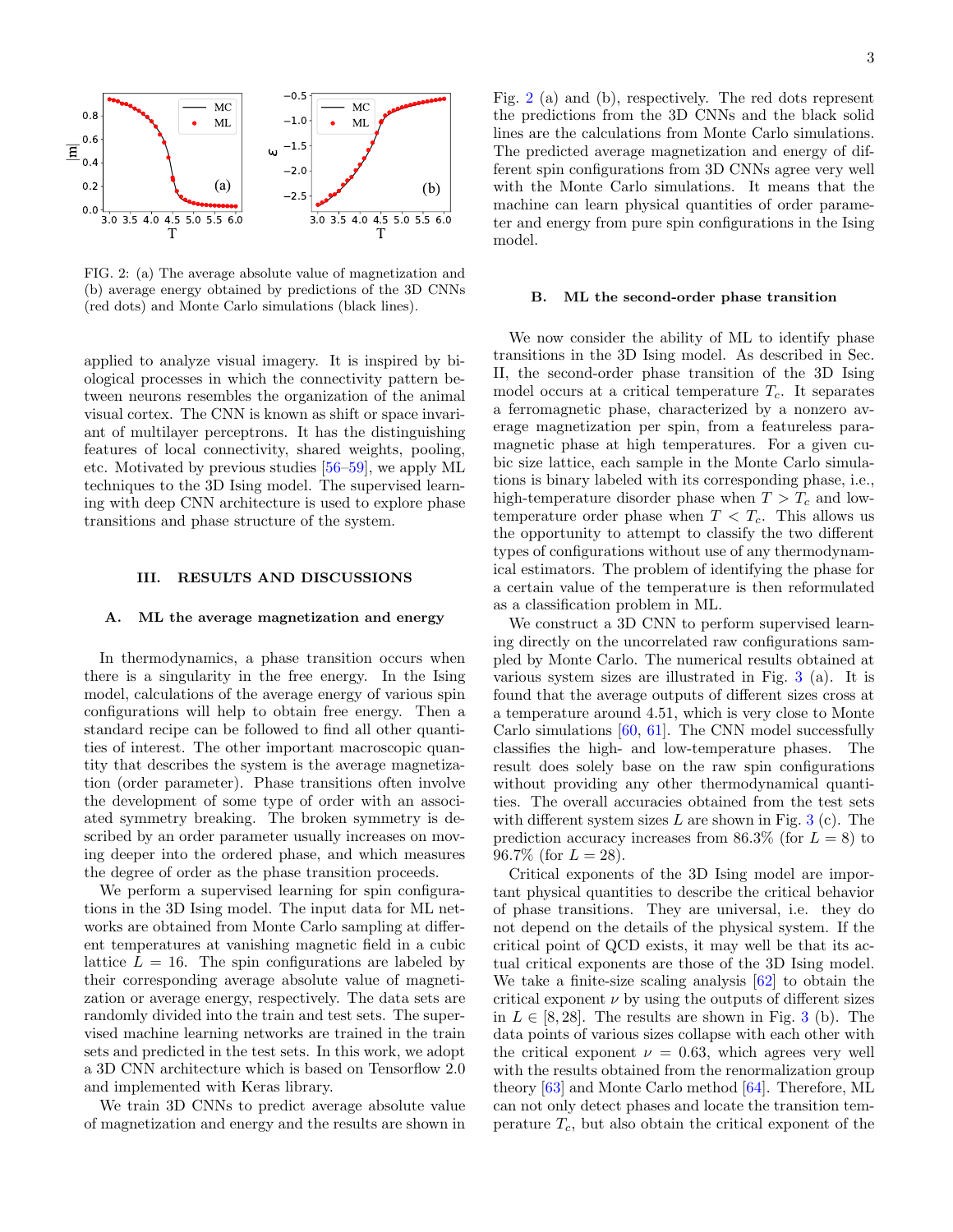FIG. 2: (a) The average absolute value of magnetization and (b) average energy obtained by predictions of the 3D CNNs (red dots) and Monte Carlo simulations (black lines).

applied to analyze visual imagery. It is inspired by biological processes in which the connectivity pattern between neurons resembles the organization of the animal visual cortex. The CNN is known as shift or space invariant of multilayer perceptrons. It has the distinguishing features of local connectivity, shared weights, pooling, etc. Motivated by previous studies [56–59], we apply ML techniques to the 3D Ising model. The supervised learning with deep CNN architecture is used to explore phase transitions and phase structure of the system.

## III. RESULTS AND DISCUSSIONS

### A. ML the average magnetization and energy

In thermodynamics, a phase transition occurs when there is a singularity in the free energy. In the Ising model, calculations of the average energy of various spin configurations will help to obtain free energy. Then a standard recipe can be followed to find all other quantities of interest. The other important macroscopic quantity that describes the system is the average magnetization (order parameter). Phase transitions often involve the development of some type of order with an associated symmetry breaking. The broken symmetry is described by an order parameter usually increases on moving deeper into the ordered phase, and which measures the degree of order as the phase transition proceeds.

We perform a supervised learning for spin configurations in the 3D Ising model. The input data for ML networks are obtained from Monte Carlo sampling at different temperatures at vanishing magnetic field in a cubic lattice $L = 16$. The spin configurations are labeled by their corresponding average absolute value of magnetization or average energy, respectively. The data sets are randomly divided into the train and test sets. The supervised machine learning networks are trained in the train sets and predicted in the test sets. In this work, we adopt a 3D CNN architecture which is based on Tensorflow 2.0 and implemented with Keras library.

We train 3D CNNs to predict average absolute value of magnetization and energy and the results are shown in Fig. 2 (a) and (b), respectively. The red dots represent the predictions from the 3D CNNs and the black solid lines are the calculations from Monte Carlo simulations. The predicted average magnetization and energy of different spin configurations from 3D CNNs agree very well with the Monte Carlo simulations. It means that the machine can learn physical quantities of order parameter and energy from pure spin configurations in the Ising model.

### B. ML the second-order phase transition

We now consider the ability of ML to identify phase transitions in the 3D Ising model. As described in Sec. II, the second-order phase transition of the 3D Ising model occurs at a critical temperature $T_c$. It separates a ferromagnetic phase, characterized by a nonzero average magnetization per spin, from a featureless paramagnetic phase at high temperatures. For a given cubic size lattice, each sample in the Monte Carlo simulations is binary labeled with its corresponding phase, i.e., high-temperature disorder phase when $T > T_c$ and low-temperature order phase when $T < T_c$. This allows us the opportunity to attempt to classify the two different types of configurations without use of any thermodynamical estimators. The problem of identifying the phase for a certain value of the temperature is then reformulated as a classification problem in ML.

We construct a 3D CNN to perform supervised learning directly on the uncorrelated raw configurations sampled by Monte Carlo. The numerical results obtained at various system sizes are illustrated in Fig. 3 (a). It is found that the average outputs of different sizes cross at a temperature around 4.51, which is very close to Monte Carlo simulations [60, 61]. The CNN model successfully classifies the high- and low-temperature phases. The result does solely base on the raw spin configurations without providing any other thermodynamical quantities. The overall accuracies obtained from the test sets with different system sizes $L$ are shown in Fig. 3 (c). The prediction accuracy increases from 86.3% (for $L = 8$) to 96.7% (for $L = 28$).

Critical exponents of the 3D Ising model are important physical quantities to describe the critical behavior of phase transitions. They are universal, i.e. they do not depend on the details of the physical system. If the critical point of QCD exists, it may well be that its actual critical exponents are those of the 3D Ising model. We take a finite-size scaling analysis [62] to obtain the critical exponent $\nu$ by using the outputs of different sizes in $L \in [8, 28]$. The results are shown in Fig. 3 (b). The data points of various sizes collapse with each other with the critical exponent $\nu = 0.63$, which agrees very well with the results obtained from the renormalization group theory [63] and Monte Carlo method [64]. Therefore, ML can not only detect phases and locate the transition temperature $T_c$, but also obtain the critical exponent of the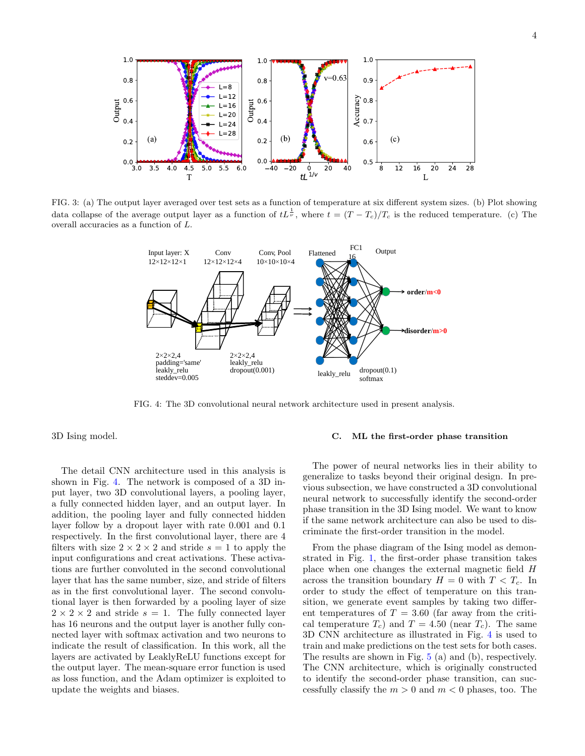FIG. 3: (a) The output layer averaged over test sets as a function of temperature at six different system sizes. (b) Plot showing data collapse of the average output layer as a function of $tL^{\frac{1}{\nu}}$, where $t = (T - T_c)/T_c$ is the reduced temperature. (c) The overall accuracies as a function of $L$.

FIG. 4: The 3D convolutional neural network architecture used in present analysis.

3D Ising model.

The detail CNN architecture used in this analysis is shown in Fig. 4. The network is composed of a 3D input layer, two 3D convolutional layers, a pooling layer, a fully connected hidden layer, and an output layer. In addition, the pooling layer and fully connected hidden layer follow by a dropout layer with rate 0.001 and 0.1 respectively. In the first convolutional layer, there are 4 filters with size $2 \times 2 \times 2$ and stride $s = 1$ to apply the input configurations and creat activations. These activations are further convoluted in the second convolutional layer that has the same number, size, and stride of filters as in the first convolutional layer. The second convolutional layer is then forwarded by a pooling layer of size $2 \times 2 \times 2$ and stride $s = 1$. The fully connected layer has 16 neurons and the output layer is another fully connected layer with softmax activation and two neurons to indicate the result of classification. In this work, all the layers are activated by LeaklyReLU functions except for the output layer. The mean-square error function is used as loss function, and the Adam optimizer is exploited to update the weights and biases.

### C. ML the first-order phase transition

The power of neural networks lies in their ability to generalize to tasks beyond their original design. In previous subsection, we have constructed a 3D convolutional neural network to successfully identify the second-order phase transition in the 3D Ising model. We want to know if the same network architecture can also be used to discriminate the first-order transition in the model.

From the phase diagram of the Ising model as demonstrated in Fig. 1, the first-order phase transition takes place when one changes the external magnetic field $H$ across the transition boundary $H = 0$ with $T < T_c$. In order to study the effect of temperature on this transition, we generate event samples by taking two different temperatures of $T = 3.60$ (far away from the critical temperature $T_c$) and $T = 4.50$ (near $T_c$). The same 3D CNN architecture as illustrated in Fig. 4 is used to train and make predictions on the test sets for both cases. The results are shown in Fig. 5 (a) and (b), respectively. The CNN architecture, which is originally constructed to identify the second-order phase transition, can successfully classify the $m > 0$ and $m < 0$ phases, too. The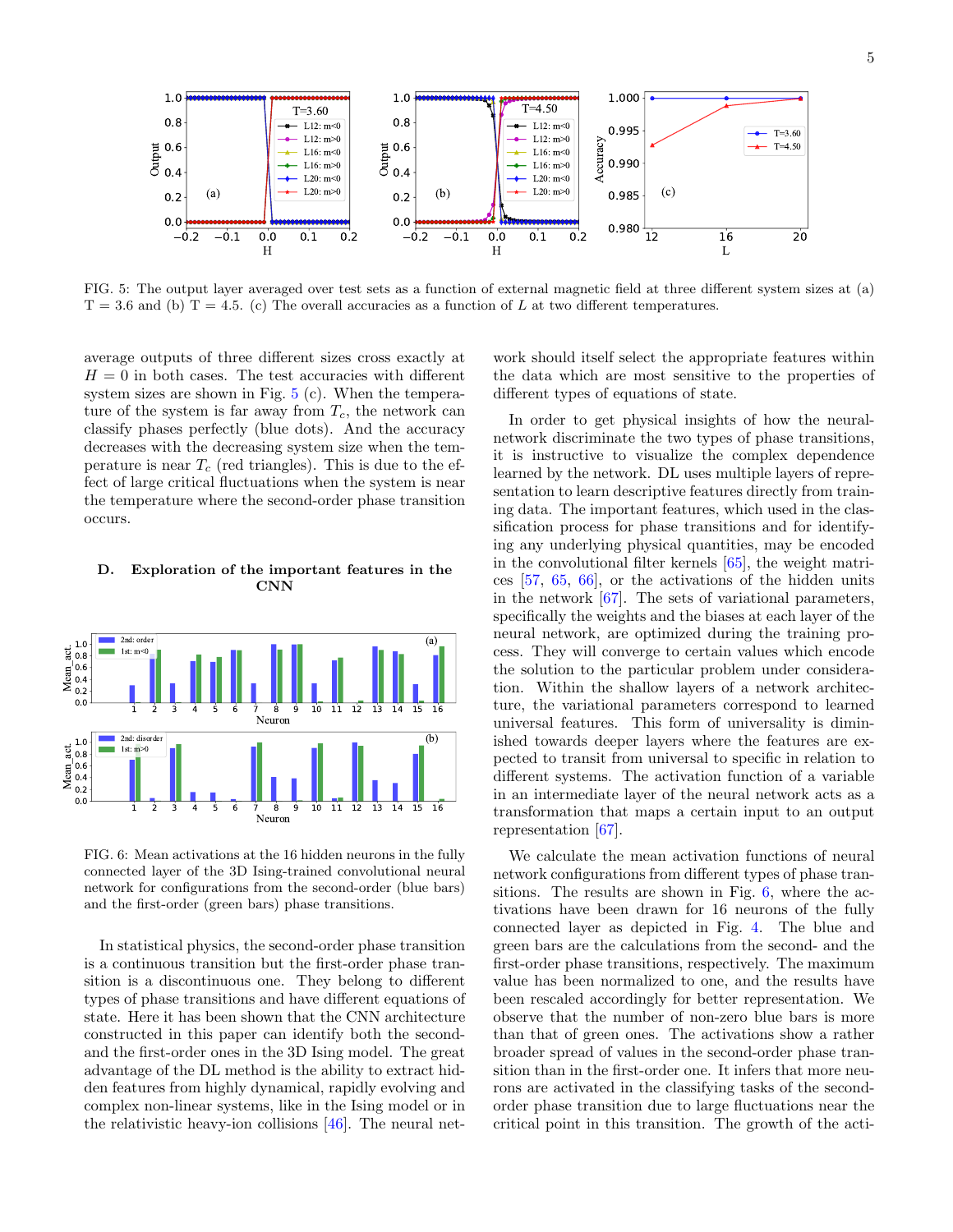FIG. 5: The output layer averaged over test sets as a function of external magnetic field at three different system sizes at (a) T = 3.6 and (b) T = 4.5. (c) The overall accuracies as a function of $L$ at two different temperatures.

average outputs of three different sizes cross exactly at $H = 0$ in both cases. The test accuracies with different system sizes are shown in Fig. 5 (c). When the temperature of the system is far away from $T_c$, the network can classify phases perfectly (blue dots). And the accuracy decreases with the decreasing system size when the temperature is near $T_c$ (red triangles). This is due to the effect of large critical fluctuations when the system is near the temperature where the second-order phase transition occurs.

### D. Exploration of the important features in the CNN

FIG. 6: Mean activations at the 16 hidden neurons in the fully connected layer of the 3D Ising-trained convolutional neural network for configurations from the second-order (blue bars) and the first-order (green bars) phase transitions.

In statistical physics, the second-order phase transition is a continuous transition but the first-order phase transition is a discontinuous one. They belong to different types of phase transitions and have different equations of state. Here it has been shown that the CNN architecture constructed in this paper can identify both the second- and the first-order ones in the 3D Ising model. The great advantage of the DL method is the ability to extract hidden features from highly dynamical, rapidly evolving and complex non-linear systems, like in the Ising model or in the relativistic heavy-ion collisions [46]. The neural network should itself select the appropriate features within the data which are most sensitive to the properties of different types of equations of state.

In order to get physical insights of how the neural-network discriminate the two types of phase transitions, it is instructive to visualize the complex dependence learned by the network. DL uses multiple layers of representation to learn descriptive features directly from training data. The important features, which used in the classification process for phase transitions and for identifying any underlying physical quantities, may be encoded in the convolutional filter kernels [65], the weight matrices [57, 65, 66], or the activations of the hidden units in the network [67]. The sets of variational parameters, specifically the weights and the biases at each layer of the neural network, are optimized during the training process. They will converge to certain values which encode the solution to the particular problem under consideration. Within the shallow layers of a network architecture, the variational parameters correspond to learned universal features. This form of universality is diminished towards deeper layers where the features are expected to transit from universal to specific in relation to different systems. The activation function of a variable in an intermediate layer of the neural network acts as a transformation that maps a certain input to an output representation [67].

We calculate the mean activation functions of neural network configurations from different types of phase transitions. The results are shown in Fig. 6, where the activations have been drawn for 16 neurons of the fully connected layer as depicted in Fig. 4. The blue and green bars are the calculations from the second- and the first-order phase transitions, respectively. The maximum value has been normalized to one, and the results have been rescaled accordingly for better representation. We observe that the number of non-zero blue bars is more than that of green ones. The activations show a rather broader spread of values in the second-order phase transition than in the first-order one. It infers that more neurons are activated in the classifying tasks of the second-order phase transition due to large fluctuations near the critical point in this transition. The growth of the acti-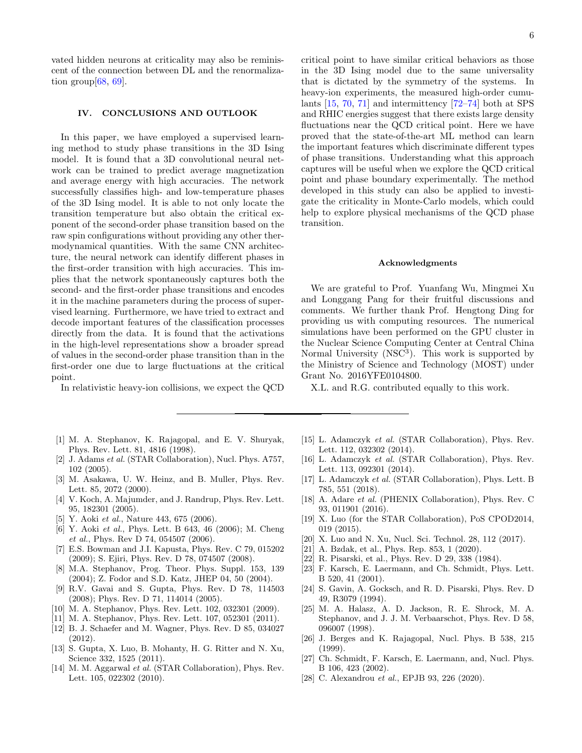vated hidden neurons at criticality may also be reminiscent of the connection between DL and the renormalization group[68, 69].

## IV. CONCLUSIONS AND OUTLOOK

In this paper, we have employed a supervised learning method to study phase transitions in the 3D Ising model. It is found that a 3D convolutional neural network can be trained to predict average magnetization and average energy with high accuracies. The network successfully classifies high- and low-temperature phases of the 3D Ising model. It is able to not only locate the transition temperature but also obtain the critical exponent of the second-order phase transition based on the raw spin configurations without providing any other thermodynamical quantities. With the same CNN architecture, the neural network can identify different phases in the first-order transition with high accuracies. This implies that the network spontaneously captures both the second- and the first-order phase transitions and encodes it in the machine parameters during the process of supervised learning. Furthermore, we have tried to extract and decode important features of the classification processes directly from the data. It is found that the activations in the high-level representations show a broader spread of values in the second-order phase transition than in the first-order one due to large fluctuations at the critical point.

In relativistic heavy-ion collisions, we expect the QCD critical point to have similar critical behaviors as those in the 3D Ising model due to the same universality that is dictated by the symmetry of the systems. In heavy-ion experiments, the measured high-order cumulants [15, 70, 71] and intermittency [72–74] both at SPS and RHIC energies suggest that there exists large density fluctuations near the QCD critical point. Here we have proved that the state-of-the-art ML method can learn the important features which discriminate different types of phase transitions. Understanding what this approach captures will be useful when we explore the QCD critical point and phase boundary experimentally. The method developed in this study can also be applied to investigate the criticality in Monte-Carlo models, which could help to explore physical mechanisms of the QCD phase transition.

### Acknowledgments

We are grateful to Prof. Yuanfang Wu, Mingmei Xu and Longgang Pang for their fruitful discussions and comments. We further thank Prof. Hengtong Ding for providing us with computing resources. The numerical simulations have been performed on the GPU cluster in the Nuclear Science Computing Center at Central China Normal University ($NSC^3$). This work is supported by the Ministry of Science and Technology (MOST) under Grant No. 2016YFE0104800.

X.L. and R.G. contributed equally to this work.

---

[1] M. A. Stephanov, K. Rajagopal, and E. V. Shuryak, Phys. Rev. Lett. 81, 4816 (1998).
[2] J. Adams *et al.* (STAR Collaboration), Nucl. Phys. A757, 102 (2005).
[3] M. Asakawa, U. W. Heinz, and B. Muller, Phys. Rev. Lett. 85, 2072 (2000).
[4] V. Koch, A. Majumder, and J. Randrup, Phys. Rev. Lett. 95, 182301 (2005).
[5] Y. Aoki *et al.*, Nature 443, 675 (2006).
[6] Y. Aoki *et al.*, Phys. Lett. B 643, 46 (2006); M. Cheng *et al.*, Phys. Rev D 74, 054507 (2006).
[7] E.S. Bowman and J.I. Kapusta, Phys. Rev. C 79, 015202 (2009); S. Ejiri, Phys. Rev. D 78, 074507 (2008).
[8] M.A. Stephanov, Prog. Theor. Phys. Suppl. 153, 139 (2004); Z. Fodor and S.D. Katz, JHEP 04, 50 (2004).
[9] R.V. Gavai and S. Gupta, Phys. Rev. D 78, 114503 (2008); Phys. Rev. D 71, 114014 (2005).
[10] M. A. Stephanov, Phys. Rev. Lett. 102, 032301 (2009).
[11] M. A. Stephanov, Phys. Rev. Lett. 107, 052301 (2011).
[12] B. J. Schaefer and M. Wagner, Phys. Rev. D 85, 034027 (2012).
[13] S. Gupta, X. Luo, B. Mohanty, H. G. Ritter and N. Xu, Science 332, 1525 (2011).
[14] M. M. Aggarwal *et al.* (STAR Collaboration), Phys. Rev. Lett. 105, 022302 (2010).
[15] L. Adamczyk *et al.* (STAR Collaboration), Phys. Rev. Lett. 112, 032302 (2014).
[16] L. Adamczyk *et al.* (STAR Collaboration), Phys. Rev. Lett. 113, 092301 (2014).
[17] L. Adamczyk *et al.* (STAR Collaboration), Phys. Lett. B 785, 551 (2018).
[18] A. Adare *et al.* (PHENIX Collaboration), Phys. Rev. C 93, 011901 (2016).
[19] X. Luo (for the STAR Collaboration), PoS CPOD2014, 019 (2015).
[20] X. Luo and N. Xu, Nucl. Sci. Technol. 28, 112 (2017).
[21] A. Bzdak, et al., Phys. Rep. 853, 1 (2020).
[22] R. Pisarski, et al., Phys. Rev. D 29, 338 (1984).
[23] F. Karsch, E. Laermann, and Ch. Schmidt, Phys. Lett. B 520, 41 (2001).
[24] S. Gavin, A. Gocksch, and R. D. Pisarski, Phys. Rev. D 49, R3079 (1994).
[25] M. A. Halasz, A. D. Jackson, R. E. Shrock, M. A. Stephanov, and J. J. M. Verbaarschot, Phys. Rev. D 58, 096007 (1998).
[26] J. Berges and K. Rajagopal, Nucl. Phys. B 538, 215 (1999).
[27] Ch. Schmidt, F. Karsch, E. Laermann, and, Nucl. Phys. B 106, 423 (2002).
[28] C. Alexandrou *et al.*, EPJB 93, 226 (2020).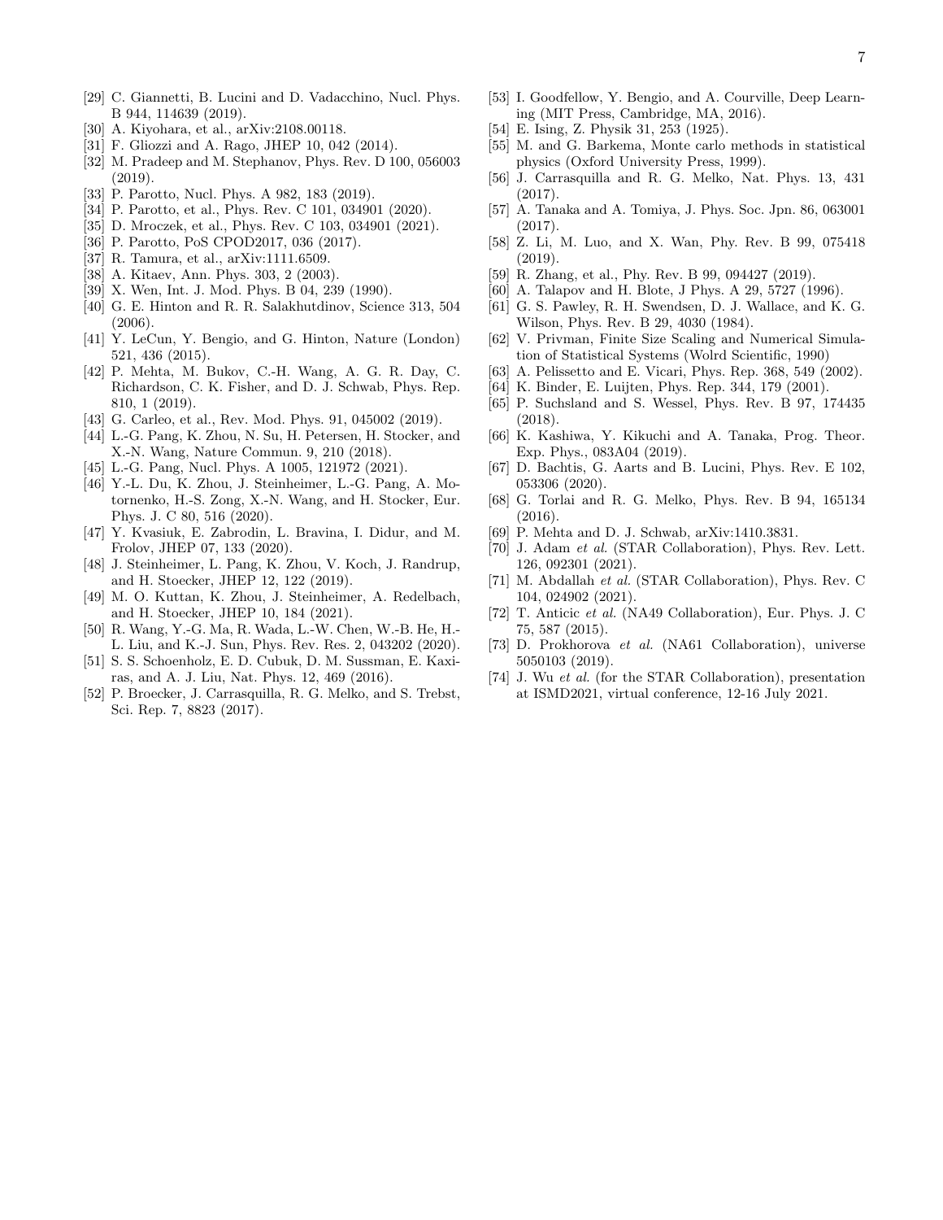[29] C. Giannetti, B. Lucini and D. Vadacchino, Nucl. Phys. B 944, 114639 (2019).

[30] A. Kiyohara, et al., arXiv:2108.00118.

[31] F. Gliozzi and A. Rago, JHEP 10, 042 (2014).

[32] M. Pradeep and M. Stephanov, Phys. Rev. D 100, 056003 (2019).

[33] P. Parotto, Nucl. Phys. A 982, 183 (2019).

[34] P. Parotto, et al., Phys. Rev. C 101, 034901 (2020).

[35] D. Mroczek, et al., Phys. Rev. C 103, 034901 (2021).

[36] P. Parotto, PoS CPOD2017, 036 (2017).

[37] R. Tamura, et al., arXiv:1111.6509.

[38] A. Kitaev, Ann. Phys. 303, 2 (2003).

[39] X. Wen, Int. J. Mod. Phys. B 04, 239 (1990).

[40] G. E. Hinton and R. R. Salakhutdinov, Science 313, 504 (2006).

[41] Y. LeCun, Y. Bengio, and G. Hinton, Nature (London) 521, 436 (2015).

[42] P. Mehta, M. Bukov, C.-H. Wang, A. G. R. Day, C. Richardson, C. K. Fisher, and D. J. Schwab, Phys. Rep. 810, 1 (2019).

[43] G. Carleo, et al., Rev. Mod. Phys. 91, 045002 (2019).

[44] L.-G. Pang, K. Zhou, N. Su, H. Petersen, H. Stocker, and X.-N. Wang, Nature Commun. 9, 210 (2018).

[45] L.-G. Pang, Nucl. Phys. A 1005, 121972 (2021).

[46] Y.-L. Du, K. Zhou, J. Steinheimer, L.-G. Pang, A. Motornenko, H.-S. Zong, X.-N. Wang, and H. Stocker, Eur. Phys. J. C 80, 516 (2020).

[47] Y. Kvasiuk, E. Zabrodin, L. Bravina, I. Didur, and M. Frolov, JHEP 07, 133 (2020).

[48] J. Steinheimer, L. Pang, K. Zhou, V. Koch, J. Randrup, and H. Stoecker, JHEP 12, 122 (2019).

[49] M. O. Kuttan, K. Zhou, J. Steinheimer, A. Redelbach, and H. Stoecker, JHEP 10, 184 (2021).

[50] R. Wang, Y.-G. Ma, R. Wada, L.-W. Chen, W.-B. He, H.-L. Liu, and K.-J. Sun, Phys. Rev. Res. 2, 043202 (2020).

[51] S. S. Schoenholz, E. D. Cubuk, D. M. Sussman, E. Kaxiras, and A. J. Liu, Nat. Phys. 12, 469 (2016).

[52] P. Broecker, J. Carrasquilla, R. G. Melko, and S. Trebst, Sci. Rep. 7, 8823 (2017).

[53] I. Goodfellow, Y. Bengio, and A. Courville, Deep Learning (MIT Press, Cambridge, MA, 2016).

[54] E. Ising, Z. Physik 31, 253 (1925).

[55] M. and G. Barkema, Monte carlo methods in statistical physics (Oxford University Press, 1999).

[56] J. Carrasquilla and R. G. Melko, Nat. Phys. 13, 431 (2017).

[57] A. Tanaka and A. Tomiya, J. Phys. Soc. Jpn. 86, 063001 (2017).

[58] Z. Li, M. Luo, and X. Wan, Phy. Rev. B 99, 075418 (2019).

[59] R. Zhang, et al., Phy. Rev. B 99, 094427 (2019).

[60] A. Talapov and H. Blote, J Phys. A 29, 5727 (1996).

[61] G. S. Pawley, R. H. Swendsen, D. J. Wallace, and K. G. Wilson, Phys. Rev. B 29, 4030 (1984).

[62] V. Privman, Finite Size Scaling and Numerical Simulation of Statistical Systems (Wolrd Scientific, 1990)

[63] A. Pelissetto and E. Vicari, Phys. Rep. 368, 549 (2002).

[64] K. Binder, E. Luijten, Phys. Rep. 344, 179 (2001).

[65] P. Suchsland and S. Wessel, Phys. Rev. B 97, 174435 (2018).

[66] K. Kashiwa, Y. Kikuchi and A. Tanaka, Prog. Theor. Exp. Phys., 083A04 (2019).

[67] D. Bachtis, G. Aarts and B. Lucini, Phys. Rev. E 102, 053306 (2020).

[68] G. Torlai and R. G. Melko, Phys. Rev. B 94, 165134 (2016).

[69] P. Mehta and D. J. Schwab, arXiv:1410.3831.

[70] J. Adam *et al.* (STAR Collaboration), Phys. Rev. Lett. 126, 092301 (2021).

[71] M. Abdallah *et al.* (STAR Collaboration), Phys. Rev. C 104, 024902 (2021).

[72] T. Anticic *et al.* (NA49 Collaboration), Eur. Phys. J. C 75, 587 (2015).

[73] D. Prokhorova *et al.* (NA61 Collaboration), universe 5050103 (2019).

[74] J. Wu *et al.* (for the STAR Collaboration), presentation at ISMD2021, virtual conference, 12-16 July 2021.